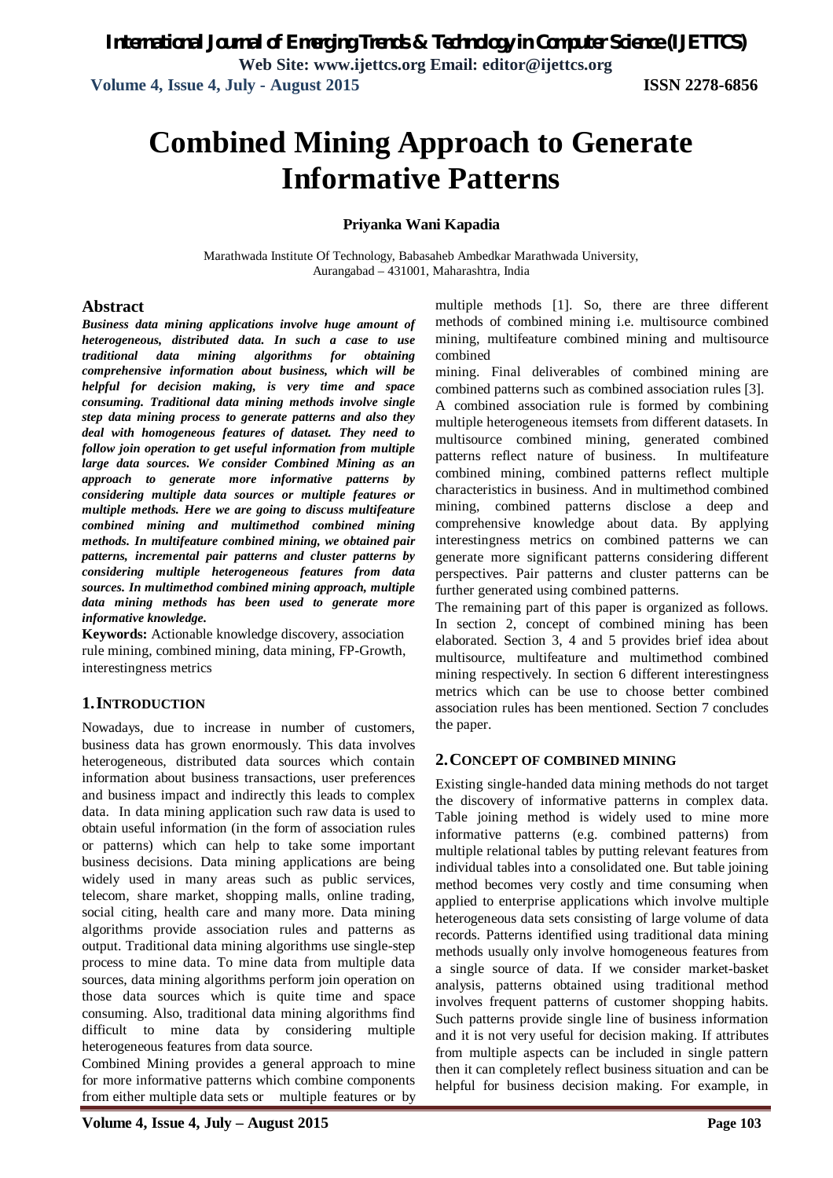# Combined Mining Approach to Generate Informative Patterns

**Priyanka Wani Kapadia**

Marathwada Institute Of Technology, Babasaheb Ambedkar Marathwada University, Aurangabad – 431001, Maharashtra, India

## Abstract

***Business data mining applications involve huge amount of heterogeneous, distributed data. In such a case to use traditional data mining algorithms for obtaining comprehensive information about business, which will be helpful for decision making, is very time and space consuming. Traditional data mining methods involve single step data mining process to generate patterns and also they deal with homogeneous features of dataset. They need to follow join operation to get useful information from multiple large data sources. We consider Combined Mining as an approach to generate more informative patterns by considering multiple data sources or multiple features or multiple methods. Here we are going to discuss multifeature combined mining and multimethod combined mining methods. In multifeature combined mining, we obtained pair patterns, incremental pair patterns and cluster patterns by considering multiple heterogeneous features from data sources. In multimethod combined mining approach, multiple data mining methods has been used to generate more informative knowledge.***

**Keywords:** Actionable knowledge discovery, association rule mining, combined mining, data mining, FP-Growth, interestingness metrics

## 1. INTRODUCTION

Nowadays, due to increase in number of customers, business data has grown enormously. This data involves heterogeneous, distributed data sources which contain information about business transactions, user preferences and business impact and indirectly this leads to complex data. In data mining application such raw data is used to obtain useful information (in the form of association rules or patterns) which can help to take some important business decisions. Data mining applications are being widely used in many areas such as public services, telecom, share market, shopping malls, online trading, social citing, health care and many more. Data mining algorithms provide association rules and patterns as output. Traditional data mining algorithms use single-step process to mine data. To mine data from multiple data sources, data mining algorithms perform join operation on those data sources which is quite time and space consuming. Also, traditional data mining algorithms find difficult to mine data by considering multiple heterogeneous features from data source.

Combined Mining provides a general approach to mine for more informative patterns which combine components from either multiple data sets or multiple features or by multiple methods [1]. So, there are three different methods of combined mining i.e. multisource combined mining, multifeature combined mining and multisource combined mining. Final deliverables of combined mining are combined patterns such as combined association rules [3]. A combined association rule is formed by combining multiple heterogeneous itemsets from different datasets. In multisource combined mining, generated combined patterns reflect nature of business. In multifeature combined mining, combined patterns reflect multiple characteristics in business. And in multimethod combined mining, combined patterns disclose a deep and comprehensive knowledge about data. By applying interestingness metrics on combined patterns we can generate more significant patterns considering different perspectives. Pair patterns and cluster patterns can be further generated using combined patterns.

The remaining part of this paper is organized as follows. In section 2, concept of combined mining has been elaborated. Section 3, 4 and 5 provides brief idea about multisource, multifeature and multimethod combined mining respectively. In section 6 different interestingness metrics which can be use to choose better combined association rules has been mentioned. Section 7 concludes the paper.

## 2. CONCEPT OF COMBINED MINING

Existing single-handed data mining methods do not target the discovery of informative patterns in complex data. Table joining method is widely used to mine more informative patterns (e.g. combined patterns) from multiple relational tables by putting relevant features from individual tables into a consolidated one. But table joining method becomes very costly and time consuming when applied to enterprise applications which involve multiple heterogeneous data sets consisting of large volume of data records. Patterns identified using traditional data mining methods usually only involve homogeneous features from a single source of data. If we consider market-basket analysis, patterns obtained using traditional method involves frequent patterns of customer shopping habits. Such patterns provide single line of business information and it is not very useful for decision making. If attributes from multiple aspects can be included in single pattern then it can completely reflect business situation and can be helpful for business decision making. For example, in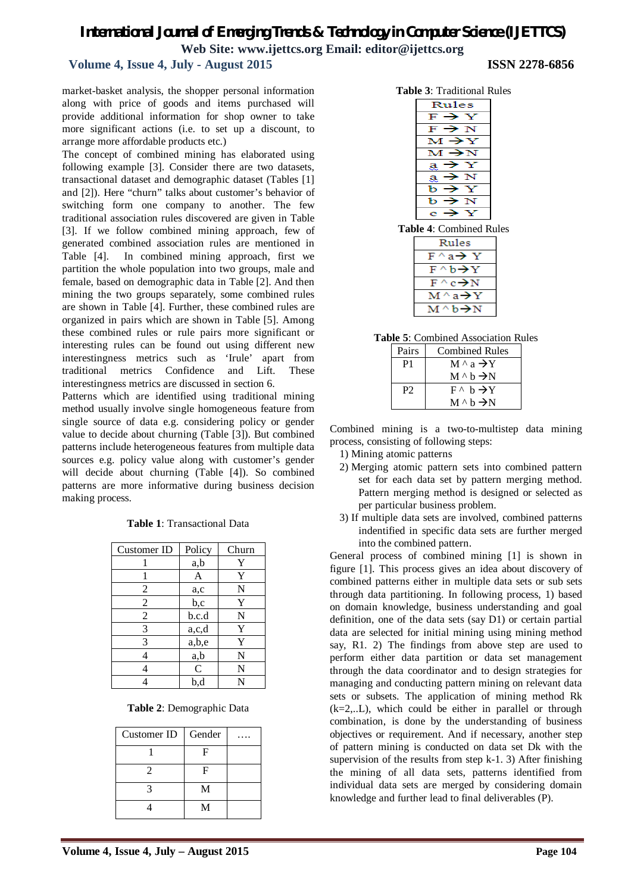market-basket analysis, the shopper personal information along with price of goods and items purchased will provide additional information for shop owner to take more significant actions (i.e. to set up a discount, to arrange more affordable products etc.)

The concept of combined mining has elaborated using following example [3]. Consider there are two datasets, transactional dataset and demographic dataset (Tables [1] and [2]). Here "churn" talks about customer's behavior of switching form one company to another. The few traditional association rules discovered are given in Table [3]. If we follow combined mining approach, few of generated combined association rules are mentioned in Table [4]. In combined mining approach, first we partition the whole population into two groups, male and female, based on demographic data in Table [2]. And then mining the two groups separately, some combined rules are shown in Table [4]. Further, these combined rules are organized in pairs which are shown in Table [5]. Among these combined rules or rule pairs more significant or interesting rules can be found out using different new interestingness metrics such as 'Irule' apart from traditional metrics Confidence and Lift. These interestingness metrics are discussed in section 6.

Patterns which are identified using traditional mining method usually involve single homogeneous feature from single source of data e.g. considering policy or gender value to decide about churning (Table [3]). But combined patterns include heterogeneous features from multiple data sources e.g. policy value along with customer's gender will decide about churning (Table [4]). So combined patterns are more informative during business decision making process.

**Table 1**: Transactional Data

| Customer ID | Policy | Churn |
|---|---|---|
| 1 | a,b | Y |
| 1 | A | Y |
| 2 | a,c | N |
| 2 | b,c | Y |
| 2 | b.c.d | N |
| 3 | a,c,d | Y |
| 3 | a,b,e | Y |
| 4 | a,b | N |
| 4 | C | N |
| 4 | b,d | N |

**Table 2**: Demographic Data

| Customer ID | Gender | …. |
|---|---|---|
| 1 | F | |
| 2 | F | |
| 3 | M | |
| 4 | M | |

**Table 3**: Traditional Rules

| Rules |
|---|
| F → Y |
| F → N |
| M → Y |
| M → N |
| a → Y |
| a → N |
| b → Y |
| b → N |
| c → Y |

**Table 4**: Combined Rules

| Rules |
|---|
| F ^ a → Y |
| F ^ b → Y |
| F ^ c → N |
| M ^ a → Y |
| M ^ b → N |

**Table 5**: Combined Association Rules

| Pairs | Combined Rules |
|---|---|
| P1 | M ^ a → Y<br>M ^ b → N |
| P2 | F ^ b → Y<br>M ^ b → N |

Combined mining is a two-to-multistep data mining process, consisting of following steps:

1) Mining atomic patterns
2) Merging atomic pattern sets into combined pattern set for each data set by pattern merging method. Pattern merging method is designed or selected as per particular business problem.
3) If multiple data sets are involved, combined patterns indentified in specific data sets are further merged into the combined pattern.

General process of combined mining [1] is shown in figure [1]. This process gives an idea about discovery of combined patterns either in multiple data sets or sub sets through data partitioning. In following process, 1) based on domain knowledge, business understanding and goal definition, one of the data sets (say D1) or certain partial data are selected for initial mining using mining method say, R1. 2) The findings from above step are used to perform either data partition or data set management through the data coordinator and to design strategies for managing and conducting pattern mining on relevant data sets or subsets. The application of mining method Rk (k=2,..L), which could be either in parallel or through combination, is done by the understanding of business objectives or requirement. And if necessary, another step of pattern mining is conducted on data set Dk with the supervision of the results from step k-1. 3) After finishing the mining of all data sets, patterns identified from individual data sets are merged by considering domain knowledge and further lead to final deliverables (P).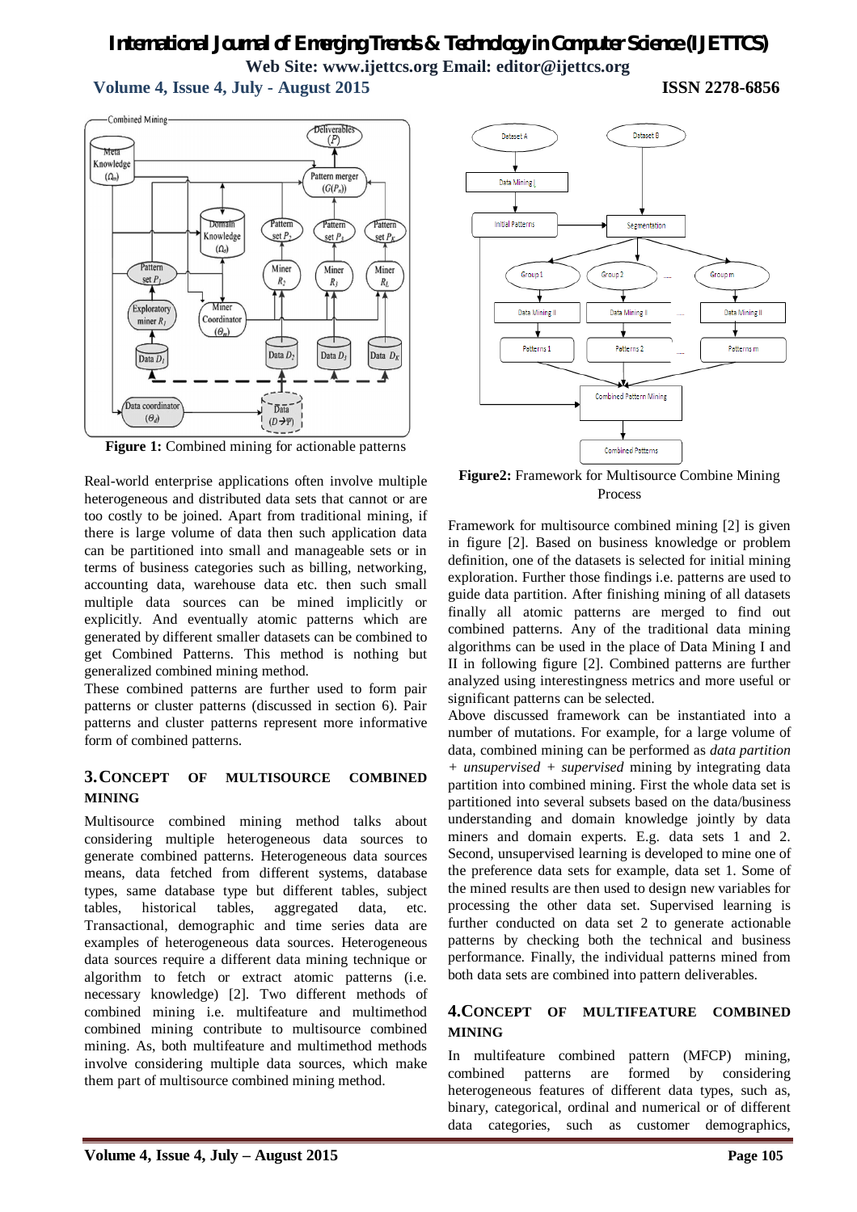**Figure 1:** Combined mining for actionable patterns

Real-world enterprise applications often involve multiple heterogeneous and distributed data sets that cannot or are too costly to be joined. Apart from traditional mining, if there is large volume of data then such application data can be partitioned into small and manageable sets or in terms of business categories such as billing, networking, accounting data, warehouse data etc. then such small multiple data sources can be mined implicitly or explicitly. And eventually atomic patterns which are generated by different smaller datasets can be combined to get Combined Patterns. This method is nothing but generalized combined mining method.

These combined patterns are further used to form pair patterns or cluster patterns (discussed in section 6). Pair patterns and cluster patterns represent more informative form of combined patterns.

## 3. CONCEPT OF MULTISOURCE COMBINED MINING

Multisource combined mining method talks about considering multiple heterogeneous data sources to generate combined patterns. Heterogeneous data sources means, data fetched from different systems, database types, same database type but different tables, subject tables, historical tables, aggregated data, etc. Transactional, demographic and time series data are examples of heterogeneous data sources. Heterogeneous data sources require a different data mining technique or algorithm to fetch or extract atomic patterns (i.e. necessary knowledge) [2]. Two different methods of combined mining i.e. multifeature and multimethod combined mining contribute to multisource combined mining. As, both multifeature and multimethod methods involve considering multiple data sources, which make them part of multisource combined mining method.

**Figure2:** Framework for Multisource Combine Mining Process

Framework for multisource combined mining [2] is given in figure [2]. Based on business knowledge or problem definition, one of the datasets is selected for initial mining exploration. Further those findings i.e. patterns are used to guide data partition. After finishing mining of all datasets finally all atomic patterns are merged to find out combined patterns. Any of the traditional data mining algorithms can be used in the place of Data Mining I and II in following figure [2]. Combined patterns are further analyzed using interestingness metrics and more useful or significant patterns can be selected.

Above discussed framework can be instantiated into a number of mutations. For example, for a large volume of data, combined mining can be performed as *data partition + unsupervised + supervised* mining by integrating data partition into combined mining. First the whole data set is partitioned into several subsets based on the data/business understanding and domain knowledge jointly by data miners and domain experts. E.g. data sets 1 and 2. Second, unsupervised learning is developed to mine one of the preference data sets for example, data set 1. Some of the mined results are then used to design new variables for processing the other data set. Supervised learning is further conducted on data set 2 to generate actionable patterns by checking both the technical and business performance. Finally, the individual patterns mined from both data sets are combined into pattern deliverables.

## 4. CONCEPT OF MULTIFEATURE COMBINED MINING

In multifeature combined pattern (MFCP) mining, combined patterns are formed by considering heterogeneous features of different data types, such as, binary, categorical, ordinal and numerical or of different data categories, such as customer demographics,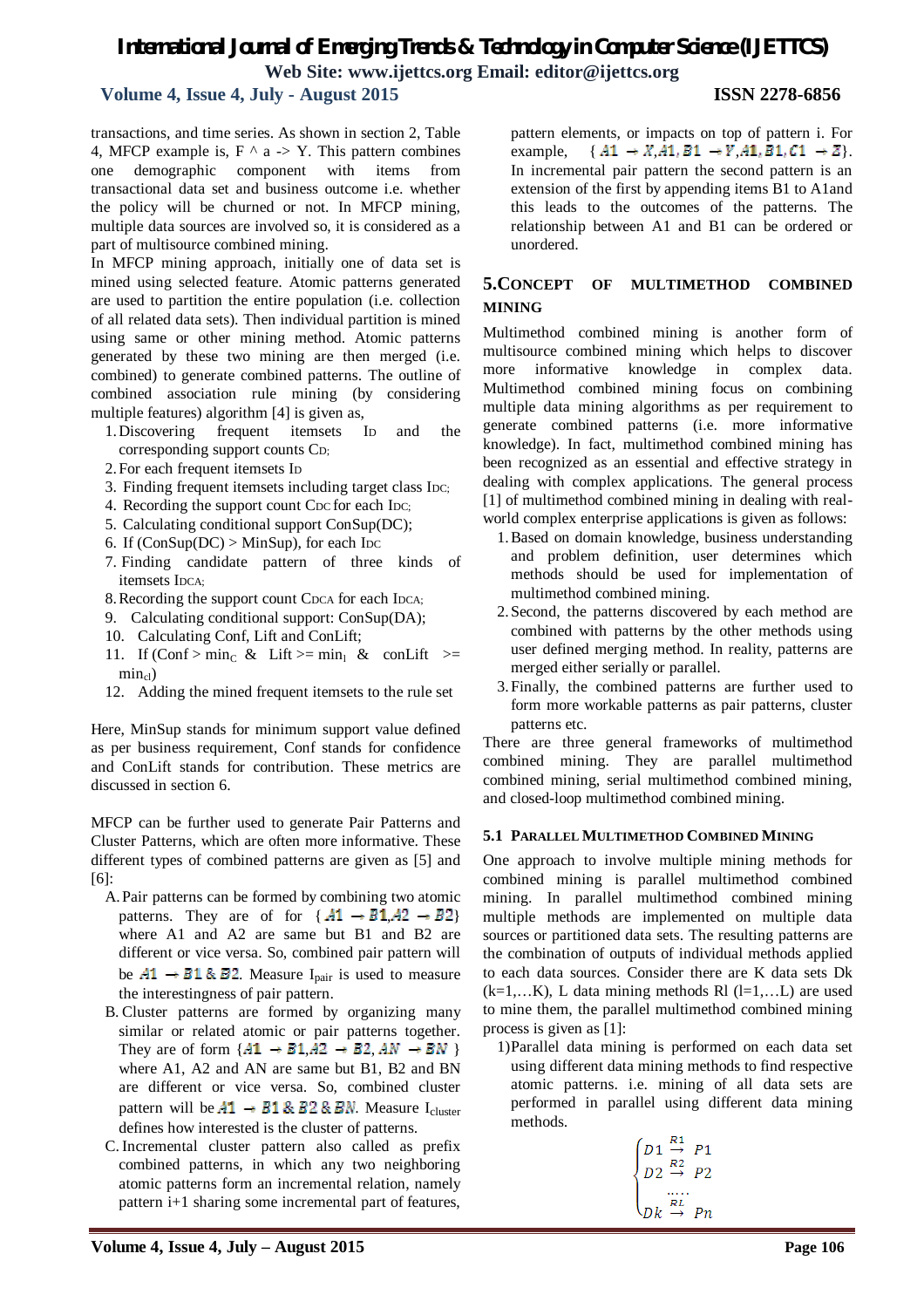transactions, and time series. As shown in section 2, Table 4, MFCP example is, $F \wedge a \rightarrow Y$. This pattern combines one demographic component with items from transactional data set and business outcome i.e. whether the policy will be churned or not. In MFCP mining, multiple data sources are involved so, it is considered as a part of multisource combined mining.

In MFCP mining approach, initially one of data set is mined using selected feature. Atomic patterns generated are used to partition the entire population (i.e. collection of all related data sets). Then individual partition is mined using same or other mining method. Atomic patterns generated by these two mining are then merged (i.e. combined) to generate combined patterns. The outline of combined association rule mining (by considering multiple features) algorithm [4] is given as,

1. Discovering frequent itemsets $I_D$ and the corresponding support counts $C_D$;
2. For each frequent itemsets $I_D$
3. Finding frequent itemsets including target class $I_{DC}$;
4. Recording the support count $C_{DC}$ for each $I_{DC}$;
5. Calculating conditional support ConSup(DC);
6. If (ConSup(DC) > MinSup), for each $I_{DC}$
7. Finding candidate pattern of three kinds of itemsets $I_{DCA}$;
8. Recording the support count $C_{DCA}$ for each $I_{DCA}$;
9. Calculating conditional support: ConSup(DA);
10. Calculating Conf, Lift and ConLift;
11. If (Conf > $min_C$ & Lift >= $min_l$ & conLift >= $min_{cl}$)
12. Adding the mined frequent itemsets to the rule set

Here, MinSup stands for minimum support value defined as per business requirement, Conf stands for confidence and ConLift stands for contribution. These metrics are discussed in section 6.

MFCP can be further used to generate Pair Patterns and Cluster Patterns, which are often more informative. These different types of combined patterns are given as [5] and [6]:

A. Pair patterns can be formed by combining two atomic patterns. They are of for $\{A1 \rightarrow B1, A2 \rightarrow B2\}$ where A1 and A2 are same but B1 and B2 are different or vice versa. So, combined pair pattern will be $A1 \rightarrow B1 \,\&\, B2$. Measure $I_{pair}$ is used to measure the interestingness of pair pattern.
B. Cluster patterns are formed by organizing many similar or related atomic or pair patterns together. They are of form $\{A1 \rightarrow B1, A2 \rightarrow B2, AN \rightarrow BN\}$ where A1, A2 and AN are same but B1, B2 and BN are different or vice versa. So, combined cluster pattern will be $A1 \rightarrow B1 \,\&\, B2 \,\&\, BN$. Measure $I_{cluster}$ defines how interested is the cluster of patterns.
C. Incremental cluster pattern also called as prefix combined patterns, in which any two neighboring atomic patterns form an incremental relation, namely pattern i+1 sharing some incremental part of features, pattern elements, or impacts on top of pattern i. For example, $\{A1 \rightarrow X, A1, B1 \rightarrow Y, A1, B1, C1 \rightarrow Z\}$. In incremental pair pattern the second pattern is an extension of the first by appending items B1 to A1and this leads to the outcomes of the patterns. The relationship between A1 and B1 can be ordered or unordered.

## 5. CONCEPT OF MULTIMETHOD COMBINED MINING

Multimethod combined mining is another form of multisource combined mining which helps to discover more informative knowledge in complex data. Multimethod combined mining focus on combining multiple data mining algorithms as per requirement to generate combined patterns (i.e. more informative knowledge). In fact, multimethod combined mining has been recognized as an essential and effective strategy in dealing with complex applications. The general process [1] of multimethod combined mining in dealing with real-world complex enterprise applications is given as follows:

1. Based on domain knowledge, business understanding and problem definition, user determines which methods should be used for implementation of multimethod combined mining.
2. Second, the patterns discovered by each method are combined with patterns by the other methods using user defined merging method. In reality, patterns are merged either serially or parallel.
3. Finally, the combined patterns are further used to form more workable patterns as pair patterns, cluster patterns etc.

There are three general frameworks of multimethod combined mining. They are parallel multimethod combined mining, serial multimethod combined mining, and closed-loop multimethod combined mining.

### 5.1 PARALLEL MULTIMETHOD COMBINED MINING

One approach to involve multiple mining methods for combined mining is parallel multimethod combined mining. In parallel multimethod combined mining multiple methods are implemented on multiple data sources or partitioned data sets. The resulting patterns are the combination of outputs of individual methods applied to each data sources. Consider there are K data sets Dk (k=1,…K), L data mining methods Rl (l=1,…L) are used to mine them, the parallel multimethod combined mining process is given as [1]:

1) Parallel data mining is performed on each data set using different data mining methods to find respective atomic patterns. i.e. mining of all data sets are performed in parallel using different data mining methods.

$$
\begin{cases}
D1 \overset{R1}{\rightarrow} P1 \\
D2 \overset{R2}{\rightarrow} P2 \\
\quad \ldots\ldots \\
Dk \overset{RL}{\rightarrow} Pn
\end{cases}
$$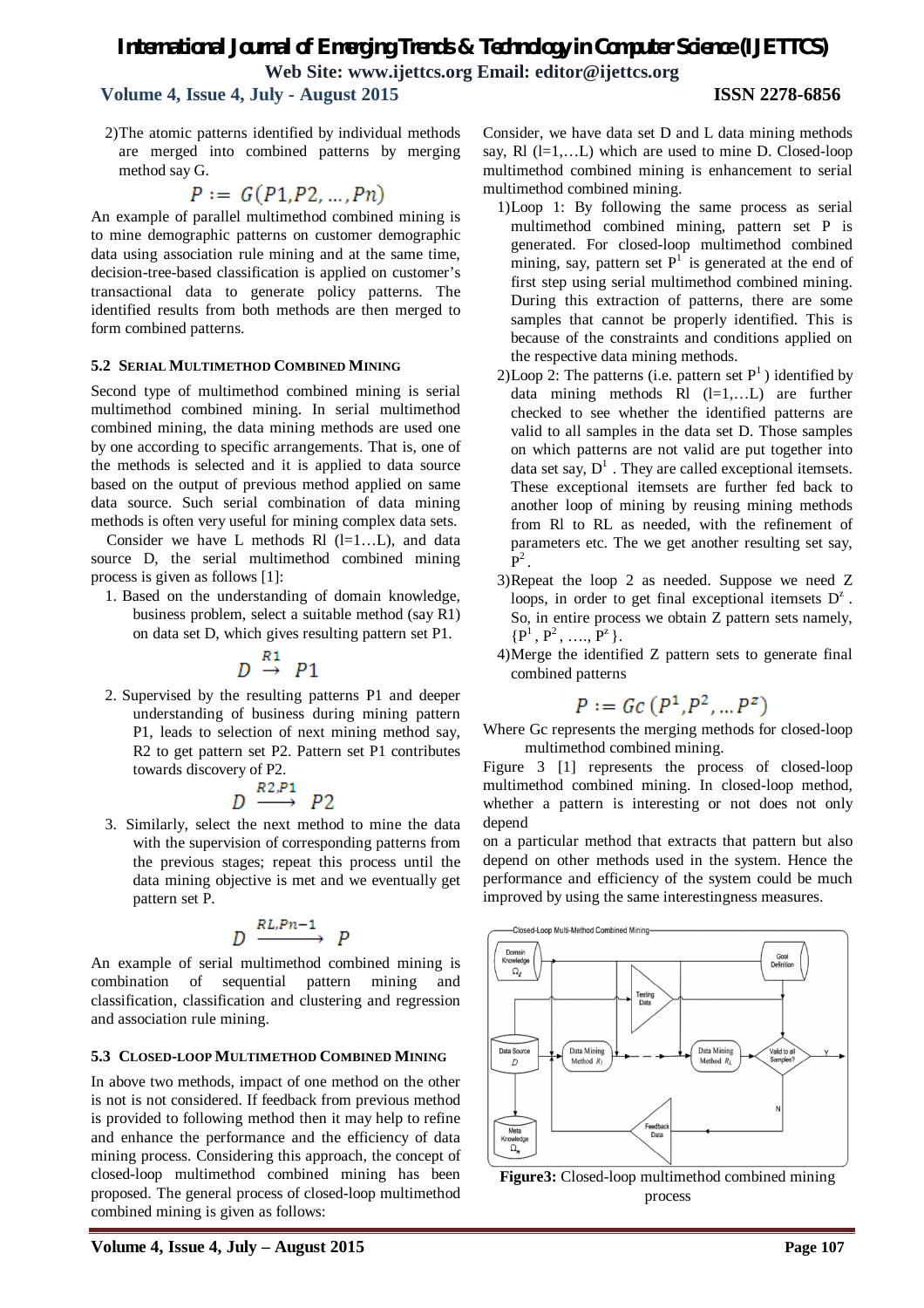2)The atomic patterns identified by individual methods are merged into combined patterns by merging method say G.

$$P := G(P1, P2, \ldots, Pn)$$

An example of parallel multimethod combined mining is to mine demographic patterns on customer demographic data using association rule mining and at the same time, decision-tree-based classification is applied on customer's transactional data to generate policy patterns. The identified results from both methods are then merged to form combined patterns.

### 5.2 Serial Multimethod Combined Mining

Second type of multimethod combined mining is serial multimethod combined mining. In serial multimethod combined mining, the data mining methods are used one by one according to specific arrangements. That is, one of the methods is selected and it is applied to data source based on the output of previous method applied on same data source. Such serial combination of data mining methods is often very useful for mining complex data sets.

Consider we have L methods Rl (l=1…L), and data source D, the serial multimethod combined mining process is given as follows [1]:

1. Based on the understanding of domain knowledge, business problem, select a suitable method (say R1) on data set D, which gives resulting pattern set P1.

$$D \xrightarrow{R1} P1$$

2. Supervised by the resulting patterns P1 and deeper understanding of business during mining pattern P1, leads to selection of next mining method say, R2 to get pattern set P2. Pattern set P1 contributes towards discovery of P2.

$$D \xrightarrow{R2,P1} P2$$

3. Similarly, select the next method to mine the data with the supervision of corresponding patterns from the previous stages; repeat this process until the data mining objective is met and we eventually get pattern set P.

$$D \xrightarrow{RL,Pn-1} P$$

An example of serial multimethod combined mining is combination of sequential pattern mining and classification, classification and clustering and regression and association rule mining.

### 5.3 Closed-loop Multimethod Combined Mining

In above two methods, impact of one method on the other is not is not considered. If feedback from previous method is provided to following method then it may help to refine and enhance the performance and the efficiency of data mining process. Considering this approach, the concept of closed-loop multimethod combined mining has been proposed. The general process of closed-loop multimethod combined mining is given as follows:

Consider, we have data set D and L data mining methods say, Rl (l=1,…L) which are used to mine D. Closed-loop multimethod combined mining is enhancement to serial multimethod combined mining.

1)Loop 1: By following the same process as serial multimethod combined mining, pattern set P is generated. For closed-loop multimethod combined mining, say, pattern set $P^1$ is generated at the end of first step using serial multimethod combined mining. During this extraction of patterns, there are some samples that cannot be properly identified. This is because of the constraints and conditions applied on the respective data mining methods.

2)Loop 2: The patterns (i.e. pattern set $P^1$) identified by data mining methods Rl (l=1,…L) are further checked to see whether the identified patterns are valid to all samples in the data set D. Those samples on which patterns are not valid are put together into data set say, $D^1$. They are called exceptional itemsets. These exceptional itemsets are further fed back to another loop of mining by reusing mining methods from Rl to RL as needed, with the refinement of parameters etc. The we get another resulting set say, $P^2$.

3)Repeat the loop 2 as needed. Suppose we need Z loops, in order to get final exceptional itemsets $D^z$. So, in entire process we obtain Z pattern sets namely, $\{P^1, P^2, \ldots, P^z\}$.

4)Merge the identified Z pattern sets to generate final combined patterns

$$P := Gc\,(P^1, P^2, \ldots P^z)$$

Where Gc represents the merging methods for closed-loop multimethod combined mining.

Figure 3 [1] represents the process of closed-loop multimethod combined mining. In closed-loop method, whether a pattern is interesting or not does not only depend on a particular method that extracts that pattern but also depend on other methods used in the system. Hence the performance and efficiency of the system could be much improved by using the same interestingness measures.

Closed-Loop Multi-Method Combined Mining
Domain Knowledge $\Omega_d$
Goal Definition
Testing Data
Data Source $D$
Data Mining Method $R_1$
Data Mining Method $R_L$
Valid to all Samples?
Y
N
Feedback Data
Meta Knowledge $\Omega_m$

**Figure3:** Closed-loop multimethod combined mining process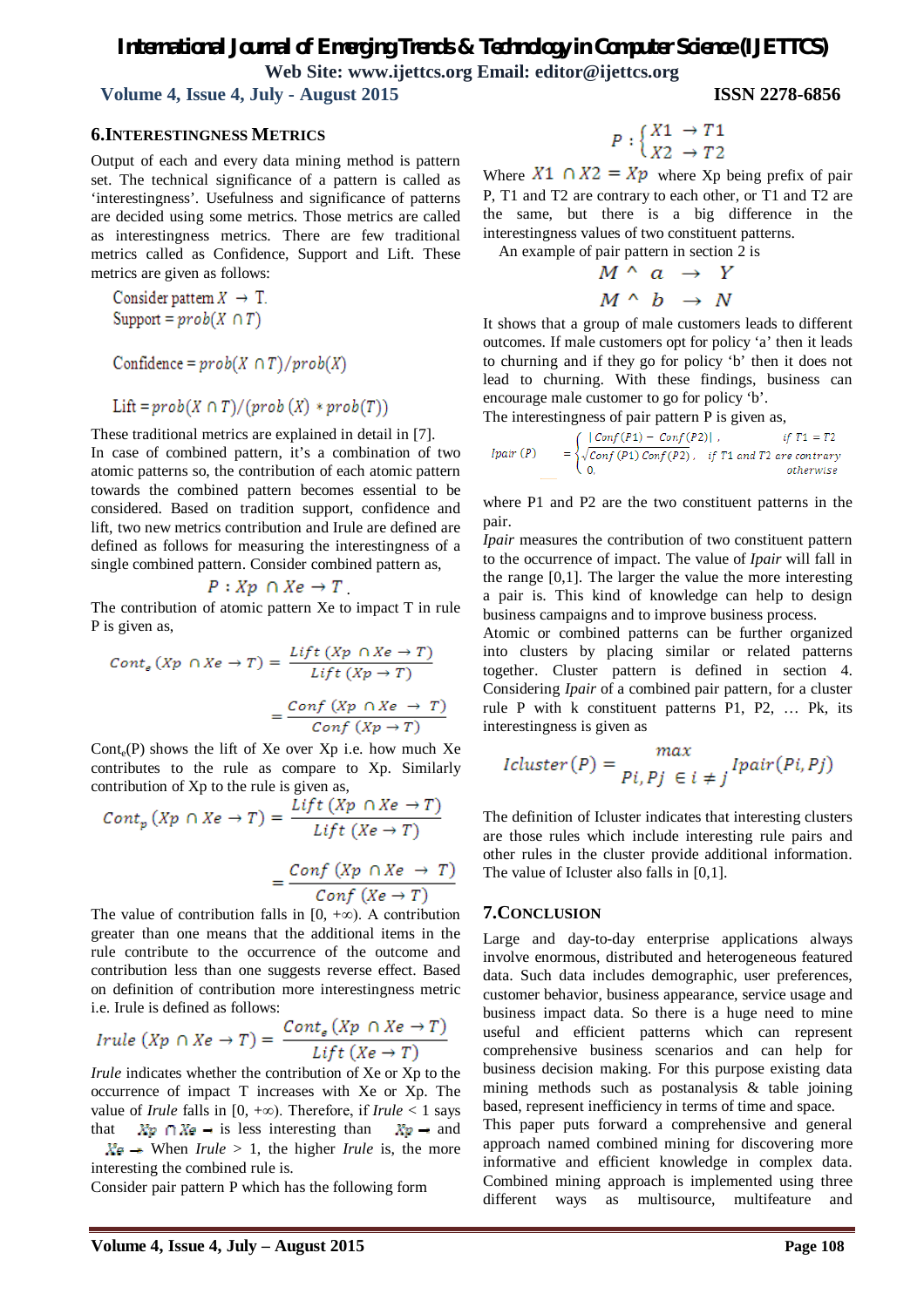## 6.INTERESTINGNESS METRICS

Output of each and every data mining method is pattern set. The technical significance of a pattern is called as 'interestingness'. Usefulness and significance of patterns are decided using some metrics. Those metrics are called as interestingness metrics. There are few traditional metrics called as Confidence, Support and Lift. These metrics are given as follows:

Consider pattern $X \rightarrow T$.

$$\text{Support} = prob(X \cap T)$$

$$\text{Confidence} = prob(X \cap T)/prob(X)$$

$$\text{Lift} = prob(X \cap T)/(prob(X) * prob(T))$$

These traditional metrics are explained in detail in [7].

In case of combined pattern, it's a combination of two atomic patterns so, the contribution of each atomic pattern towards the combined pattern becomes essential to be considered. Based on tradition support, confidence and lift, two new metrics contribution and Irule are defined are defined as follows for measuring the interestingness of a single combined pattern. Consider combined pattern as,

$$P : Xp \cap Xe \rightarrow T.$$

The contribution of atomic pattern Xe to impact T in rule P is given as,

$$Cont_e(Xp \cap Xe \rightarrow T) = \frac{Lift(Xp \cap Xe \rightarrow T)}{Lift(Xp \rightarrow T)}$$

$$= \frac{Conf(Xp \cap Xe \rightarrow T)}{Conf(Xp \rightarrow T)}$$

$Cont_e(P)$ shows the lift of Xe over Xp i.e. how much Xe contributes to the rule as compare to Xp. Similarly contribution of Xp to the rule is given as,

$$Cont_p(Xp \cap Xe \rightarrow T) = \frac{Lift(Xp \cap Xe \rightarrow T)}{Lift(Xe \rightarrow T)}$$

$$= \frac{Conf(Xp \cap Xe \rightarrow T)}{Conf(Xe \rightarrow T)}$$

The value of contribution falls in $[0, +\infty)$. A contribution greater than one means that the additional items in the rule contribute to the occurrence of the outcome and contribution less than one suggests reverse effect. Based on definition of contribution more interestingness metric i.e. Irule is defined as follows:

$$Irule(Xp \cap Xe \rightarrow T) = \frac{Cont_e(Xp \cap Xe \rightarrow T)}{Lift(Xe \rightarrow T)}$$

*Irule* indicates whether the contribution of Xe or Xp to the occurrence of impact T increases with Xe or Xp. The value of *Irule* falls in $[0, +\infty)$. Therefore, if *Irule* < 1 says that $Xp \cap Xe \rightarrow$ is less interesting than $Xp \rightarrow$ and $Xe \rightarrow$. When *Irule* > 1, the higher *Irule* is, the more interesting the combined rule is.

Consider pair pattern P which has the following form

$$P : \begin{cases} X1 \rightarrow T1 \\ X2 \rightarrow T2 \end{cases}$$

Where $X1 \cap X2 = Xp$ where Xp being prefix of pair P, T1 and T2 are contrary to each other, or T1 and T2 are the same, but there is a big difference in the interestingness values of two constituent patterns.

An example of pair pattern in section 2 is

$$M \wedge a \rightarrow Y$$

$$M \wedge b \rightarrow N$$

It shows that a group of male customers leads to different outcomes. If male customers opt for policy 'a' then it leads to churning and if they go for policy 'b' then it does not lead to churning. With these findings, business can encourage male customer to go for policy 'b'.

The interestingness of pair pattern P is given as,

$$Ipair(P) = \begin{cases} |Conf(P1) - Conf(P2)|, & \text{if } T1 = T2 \\ \sqrt{Conf(P1)\,Conf(P2)}, & \text{if } T1 \text{ and } T2 \text{ are contrary} \\ 0, & \text{otherwise} \end{cases}$$

where P1 and P2 are the two constituent patterns in the pair.

*Ipair* measures the contribution of two constituent pattern to the occurrence of impact. The value of *Ipair* will fall in the range [0,1]. The larger the value the more interesting a pair is. This kind of knowledge can help to design business campaigns and to improve business process.

Atomic or combined patterns can be further organized into clusters by placing similar or related patterns together. Cluster pattern is defined in section 4. Considering *Ipair* of a combined pair pattern, for a cluster rule P with k constituent patterns P1, P2, … Pk, its interestingness is given as

$$Icluster(P) = \max_{Pi, Pj \in i \neq j} Ipair(Pi, Pj)$$

The definition of Icluster indicates that interesting clusters are those rules which include interesting rule pairs and other rules in the cluster provide additional information. The value of Icluster also falls in [0,1].

## 7.CONCLUSION

Large and day-to-day enterprise applications always involve enormous, distributed and heterogeneous featured data. Such data includes demographic, user preferences, customer behavior, business appearance, service usage and business impact data. So there is a huge need to mine useful and efficient patterns which can represent comprehensive business scenarios and can help for business decision making. For this purpose existing data mining methods such as postanalysis & table joining based, represent inefficiency in terms of time and space.

This paper puts forward a comprehensive and general approach named combined mining for discovering more informative and efficient knowledge in complex data. Combined mining approach is implemented using three different ways as multisource, multifeature and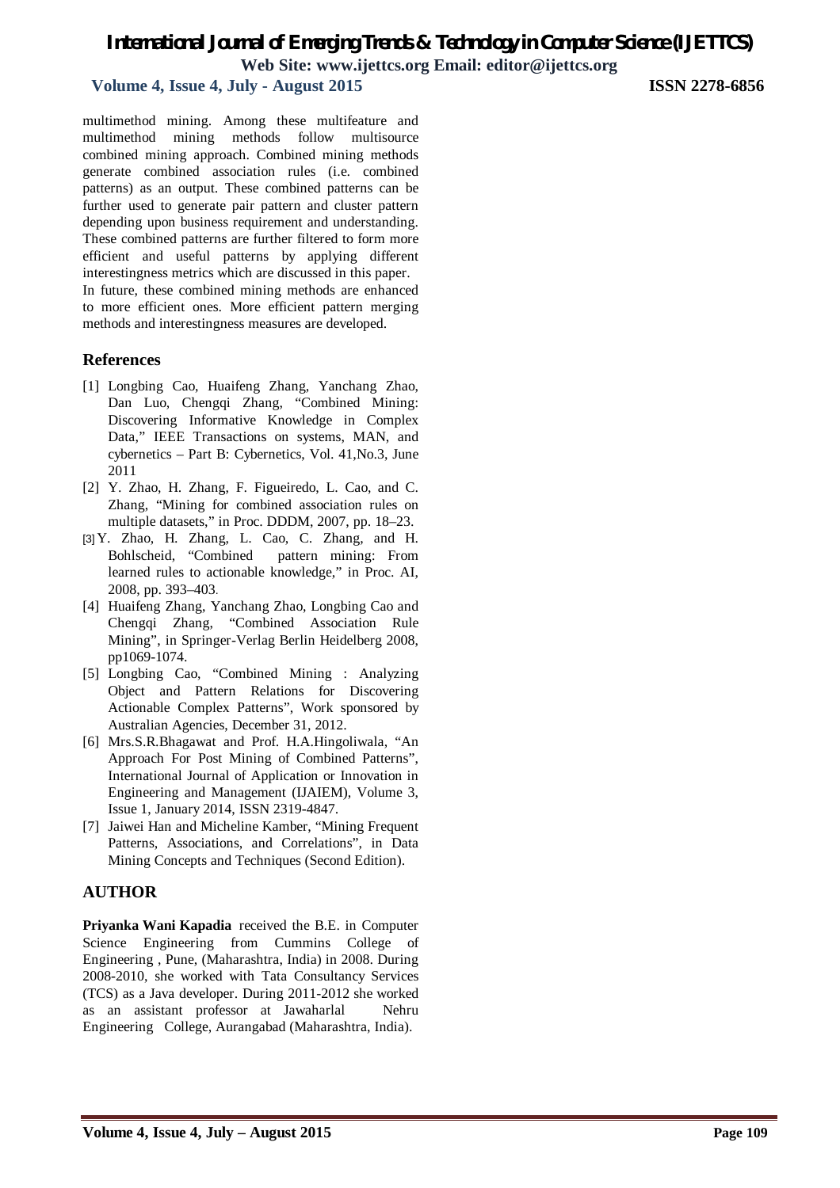multimethod mining. Among these multifeature and multimethod mining methods follow multisource combined mining approach. Combined mining methods generate combined association rules (i.e. combined patterns) as an output. These combined patterns can be further used to generate pair pattern and cluster pattern depending upon business requirement and understanding. These combined patterns are further filtered to form more efficient and useful patterns by applying different interestingness metrics which are discussed in this paper.

In future, these combined mining methods are enhanced to more efficient ones. More efficient pattern merging methods and interestingness measures are developed.

## References

[1] Longbing Cao, Huaifeng Zhang, Yanchang Zhao, Dan Luo, Chengqi Zhang, "Combined Mining: Discovering Informative Knowledge in Complex Data," IEEE Transactions on systems, MAN, and cybernetics – Part B: Cybernetics, Vol. 41,No.3, June 2011

[2] Y. Zhao, H. Zhang, F. Figueiredo, L. Cao, and C. Zhang, "Mining for combined association rules on multiple datasets," in Proc. DDDM, 2007, pp. 18–23.

[3] Y. Zhao, H. Zhang, L. Cao, C. Zhang, and H. Bohlscheid, "Combined pattern mining: From learned rules to actionable knowledge," in Proc. AI, 2008, pp. 393–403.

[4] Huaifeng Zhang, Yanchang Zhao, Longbing Cao and Chengqi Zhang, "Combined Association Rule Mining", in Springer-Verlag Berlin Heidelberg 2008, pp1069-1074.

[5] Longbing Cao, "Combined Mining : Analyzing Object and Pattern Relations for Discovering Actionable Complex Patterns", Work sponsored by Australian Agencies, December 31, 2012.

[6] Mrs.S.R.Bhagawat and Prof. H.A.Hingoliwala, "An Approach For Post Mining of Combined Patterns", International Journal of Application or Innovation in Engineering and Management (IJAIEM), Volume 3, Issue 1, January 2014, ISSN 2319-4847.

[7] Jaiwei Han and Micheline Kamber, "Mining Frequent Patterns, Associations, and Correlations", in Data Mining Concepts and Techniques (Second Edition).

## AUTHOR

**Priyanka Wani Kapadia** received the B.E. in Computer Science Engineering from Cummins College of Engineering , Pune, (Maharashtra, India) in 2008. During 2008-2010, she worked with Tata Consultancy Services (TCS) as a Java developer. During 2011-2012 she worked as an assistant professor at Jawaharlal Nehru Engineering College, Aurangabad (Maharashtra, India).